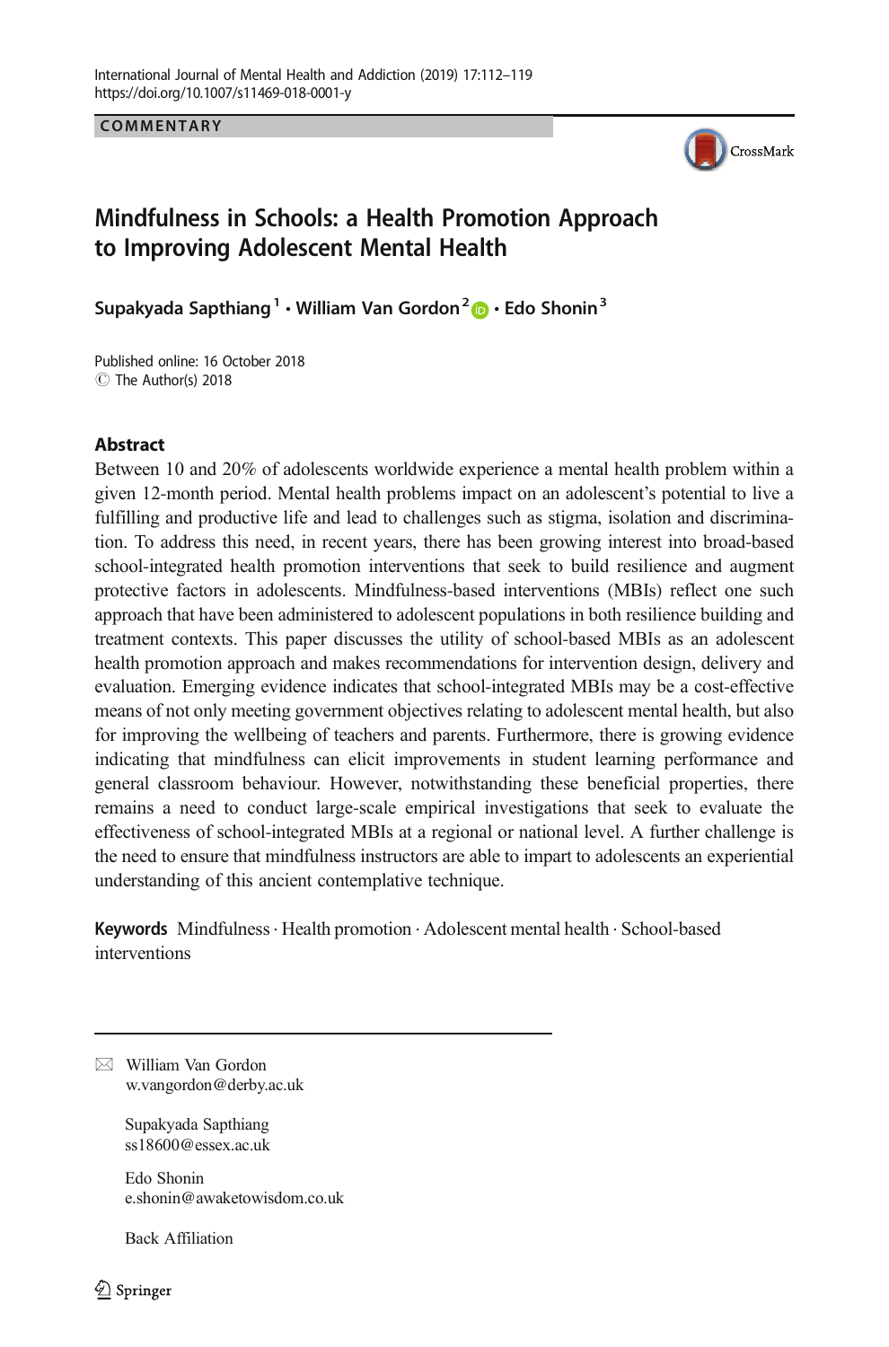COMMENTARY

# Mindfulness in Schools: a Health Promotion Approach to Improving Adolescent Mental Health

**Supakyada Sapthiang**[1] · **William Van Gordon**[2] · **Edo Shonin**[3]

Published online: 16 October 2018
© The Author(s) 2018

## Abstract

Between 10 and 20% of adolescents worldwide experience a mental health problem within a given 12-month period. Mental health problems impact on an adolescent's potential to live a fulfilling and productive life and lead to challenges such as stigma, isolation and discrimination. To address this need, in recent years, there has been growing interest into broad-based school-integrated health promotion interventions that seek to build resilience and augment protective factors in adolescents. Mindfulness-based interventions (MBIs) reflect one such approach that have been administered to adolescent populations in both resilience building and treatment contexts. This paper discusses the utility of school-based MBIs as an adolescent health promotion approach and makes recommendations for intervention design, delivery and evaluation. Emerging evidence indicates that school-integrated MBIs may be a cost-effective means of not only meeting government objectives relating to adolescent mental health, but also for improving the wellbeing of teachers and parents. Furthermore, there is growing evidence indicating that mindfulness can elicit improvements in student learning performance and general classroom behaviour. However, notwithstanding these beneficial properties, there remains a need to conduct large-scale empirical investigations that seek to evaluate the effectiveness of school-integrated MBIs at a regional or national level. A further challenge is the need to ensure that mindfulness instructors are able to impart to adolescents an experiential understanding of this ancient contemplative technique.

**Keywords** Mindfulness · Health promotion · Adolescent mental health · School-based interventions

---

✉ William Van Gordon
w.vangordon@derby.ac.uk

Supakyada Sapthiang
ss18600@essex.ac.uk

Edo Shonin
e.shonin@awaketowisdom.co.uk

Back Affiliation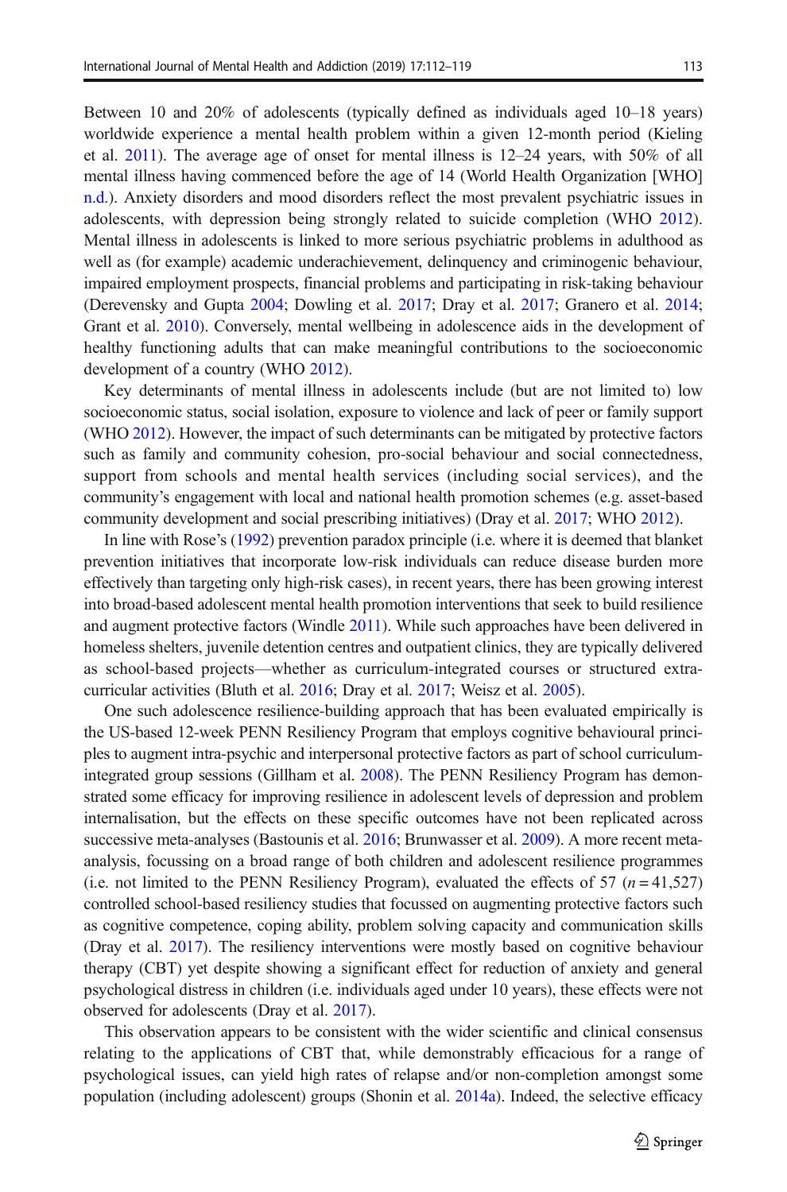Between 10 and 20% of adolescents (typically defined as individuals aged 10–18 years) worldwide experience a mental health problem within a given 12-month period (Kieling et al. 2011). The average age of onset for mental illness is 12–24 years, with 50% of all mental illness having commenced before the age of 14 (World Health Organization [WHO] n.d.). Anxiety disorders and mood disorders reflect the most prevalent psychiatric issues in adolescents, with depression being strongly related to suicide completion (WHO 2012). Mental illness in adolescents is linked to more serious psychiatric problems in adulthood as well as (for example) academic underachievement, delinquency and criminogenic behaviour, impaired employment prospects, financial problems and participating in risk-taking behaviour (Derevensky and Gupta 2004; Dowling et al. 2017; Dray et al. 2017; Granero et al. 2014; Grant et al. 2010). Conversely, mental wellbeing in adolescence aids in the development of healthy functioning adults that can make meaningful contributions to the socioeconomic development of a country (WHO 2012).

Key determinants of mental illness in adolescents include (but are not limited to) low socioeconomic status, social isolation, exposure to violence and lack of peer or family support (WHO 2012). However, the impact of such determinants can be mitigated by protective factors such as family and community cohesion, pro-social behaviour and social connectedness, support from schools and mental health services (including social services), and the community's engagement with local and national health promotion schemes (e.g. asset-based community development and social prescribing initiatives) (Dray et al. 2017; WHO 2012).

In line with Rose's (1992) prevention paradox principle (i.e. where it is deemed that blanket prevention initiatives that incorporate low-risk individuals can reduce disease burden more effectively than targeting only high-risk cases), in recent years, there has been growing interest into broad-based adolescent mental health promotion interventions that seek to build resilience and augment protective factors (Windle 2011). While such approaches have been delivered in homeless shelters, juvenile detention centres and outpatient clinics, they are typically delivered as school-based projects—whether as curriculum-integrated courses or structured extra-curricular activities (Bluth et al. 2016; Dray et al. 2017; Weisz et al. 2005).

One such adolescence resilience-building approach that has been evaluated empirically is the US-based 12-week PENN Resiliency Program that employs cognitive behavioural principles to augment intra-psychic and interpersonal protective factors as part of school curriculum-integrated group sessions (Gillham et al. 2008). The PENN Resiliency Program has demonstrated some efficacy for improving resilience in adolescent levels of depression and problem internalisation, but the effects on these specific outcomes have not been replicated across successive meta-analyses (Bastounis et al. 2016; Brunwasser et al. 2009). A more recent meta-analysis, focussing on a broad range of both children and adolescent resilience programmes (i.e. not limited to the PENN Resiliency Program), evaluated the effects of 57 ($n = 41{,}527$) controlled school-based resiliency studies that focussed on augmenting protective factors such as cognitive competence, coping ability, problem solving capacity and communication skills (Dray et al. 2017). The resiliency interventions were mostly based on cognitive behaviour therapy (CBT) yet despite showing a significant effect for reduction of anxiety and general psychological distress in children (i.e. individuals aged under 10 years), these effects were not observed for adolescents (Dray et al. 2017).

This observation appears to be consistent with the wider scientific and clinical consensus relating to the applications of CBT that, while demonstrably efficacious for a range of psychological issues, can yield high rates of relapse and/or non-completion amongst some population (including adolescent) groups (Shonin et al. 2014a). Indeed, the selective efficacy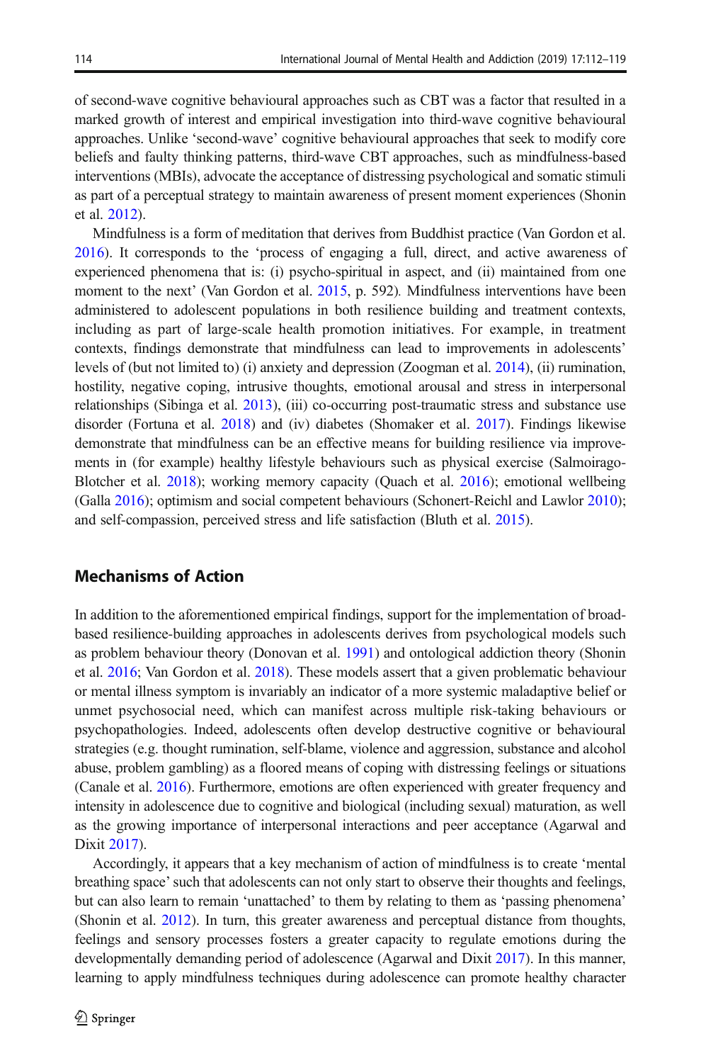of second-wave cognitive behavioural approaches such as CBT was a factor that resulted in a marked growth of interest and empirical investigation into third-wave cognitive behavioural approaches. Unlike 'second-wave' cognitive behavioural approaches that seek to modify core beliefs and faulty thinking patterns, third-wave CBT approaches, such as mindfulness-based interventions (MBIs), advocate the acceptance of distressing psychological and somatic stimuli as part of a perceptual strategy to maintain awareness of present moment experiences (Shonin et al. 2012).

Mindfulness is a form of meditation that derives from Buddhist practice (Van Gordon et al. 2016). It corresponds to the 'process of engaging a full, direct, and active awareness of experienced phenomena that is: (i) psycho-spiritual in aspect, and (ii) maintained from one moment to the next' (Van Gordon et al. 2015, p. 592). Mindfulness interventions have been administered to adolescent populations in both resilience building and treatment contexts, including as part of large-scale health promotion initiatives. For example, in treatment contexts, findings demonstrate that mindfulness can lead to improvements in adolescents' levels of (but not limited to) (i) anxiety and depression (Zoogman et al. 2014), (ii) rumination, hostility, negative coping, intrusive thoughts, emotional arousal and stress in interpersonal relationships (Sibinga et al. 2013), (iii) co-occurring post-traumatic stress and substance use disorder (Fortuna et al. 2018) and (iv) diabetes (Shomaker et al. 2017). Findings likewise demonstrate that mindfulness can be an effective means for building resilience via improvements in (for example) healthy lifestyle behaviours such as physical exercise (Salmoirago-Blotcher et al. 2018); working memory capacity (Quach et al. 2016); emotional wellbeing (Galla 2016); optimism and social competent behaviours (Schonert-Reichl and Lawlor 2010); and self-compassion, perceived stress and life satisfaction (Bluth et al. 2015).

## Mechanisms of Action

In addition to the aforementioned empirical findings, support for the implementation of broad-based resilience-building approaches in adolescents derives from psychological models such as problem behaviour theory (Donovan et al. 1991) and ontological addiction theory (Shonin et al. 2016; Van Gordon et al. 2018). These models assert that a given problematic behaviour or mental illness symptom is invariably an indicator of a more systemic maladaptive belief or unmet psychosocial need, which can manifest across multiple risk-taking behaviours or psychopathologies. Indeed, adolescents often develop destructive cognitive or behavioural strategies (e.g. thought rumination, self-blame, violence and aggression, substance and alcohol abuse, problem gambling) as a floored means of coping with distressing feelings or situations (Canale et al. 2016). Furthermore, emotions are often experienced with greater frequency and intensity in adolescence due to cognitive and biological (including sexual) maturation, as well as the growing importance of interpersonal interactions and peer acceptance (Agarwal and Dixit 2017).

Accordingly, it appears that a key mechanism of action of mindfulness is to create 'mental breathing space' such that adolescents can not only start to observe their thoughts and feelings, but can also learn to remain 'unattached' to them by relating to them as 'passing phenomena' (Shonin et al. 2012). In turn, this greater awareness and perceptual distance from thoughts, feelings and sensory processes fosters a greater capacity to regulate emotions during the developmentally demanding period of adolescence (Agarwal and Dixit 2017). In this manner, learning to apply mindfulness techniques during adolescence can promote healthy character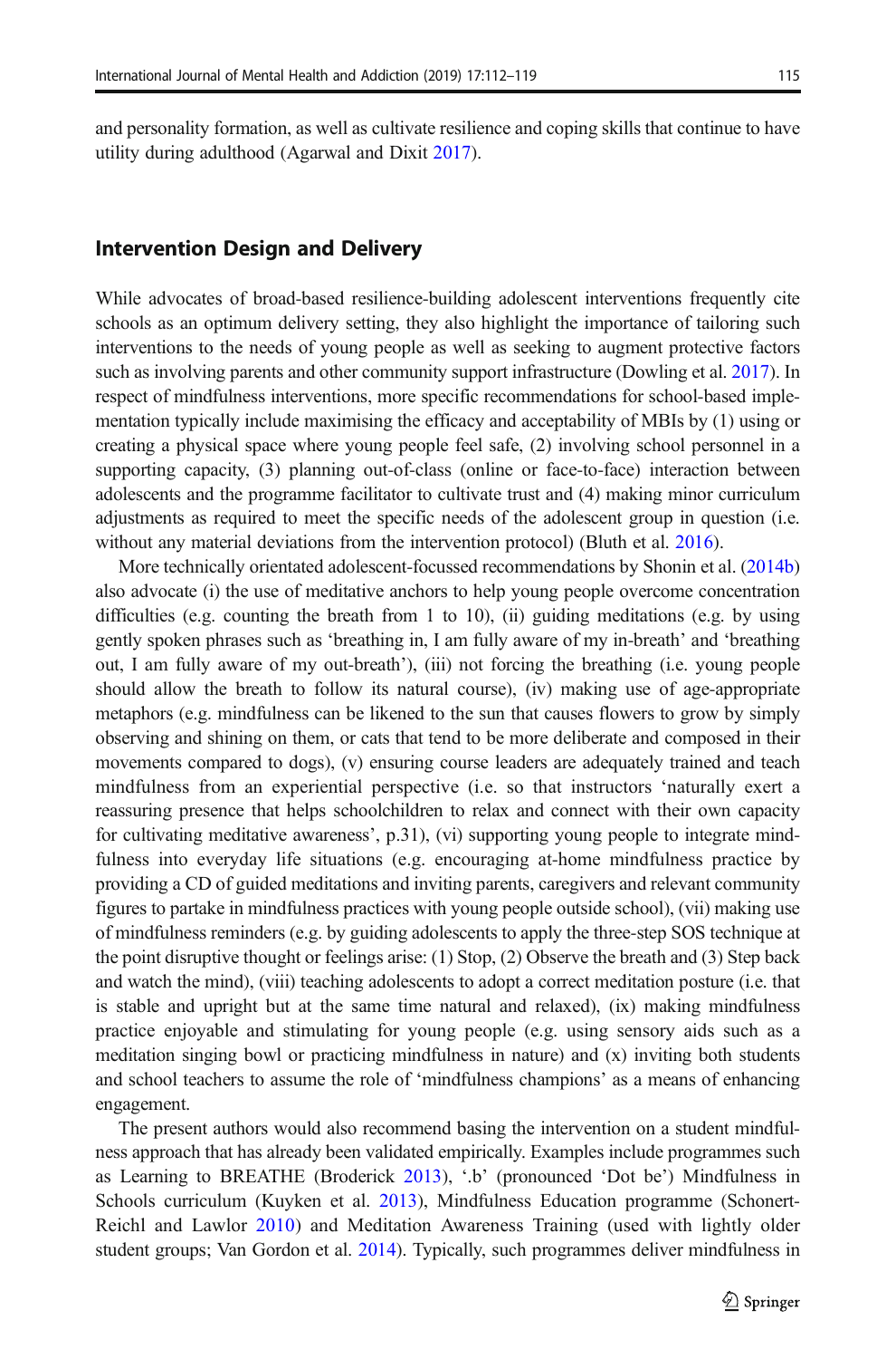and personality formation, as well as cultivate resilience and coping skills that continue to have utility during adulthood (Agarwal and Dixit 2017).

## Intervention Design and Delivery

While advocates of broad-based resilience-building adolescent interventions frequently cite schools as an optimum delivery setting, they also highlight the importance of tailoring such interventions to the needs of young people as well as seeking to augment protective factors such as involving parents and other community support infrastructure (Dowling et al. 2017). In respect of mindfulness interventions, more specific recommendations for school-based implementation typically include maximising the efficacy and acceptability of MBIs by (1) using or creating a physical space where young people feel safe, (2) involving school personnel in a supporting capacity, (3) planning out-of-class (online or face-to-face) interaction between adolescents and the programme facilitator to cultivate trust and (4) making minor curriculum adjustments as required to meet the specific needs of the adolescent group in question (i.e. without any material deviations from the intervention protocol) (Bluth et al. 2016).

More technically orientated adolescent-focussed recommendations by Shonin et al. (2014b) also advocate (i) the use of meditative anchors to help young people overcome concentration difficulties (e.g. counting the breath from 1 to 10), (ii) guiding meditations (e.g. by using gently spoken phrases such as 'breathing in, I am fully aware of my in-breath' and 'breathing out, I am fully aware of my out-breath'), (iii) not forcing the breathing (i.e. young people should allow the breath to follow its natural course), (iv) making use of age-appropriate metaphors (e.g. mindfulness can be likened to the sun that causes flowers to grow by simply observing and shining on them, or cats that tend to be more deliberate and composed in their movements compared to dogs), (v) ensuring course leaders are adequately trained and teach mindfulness from an experiential perspective (i.e. so that instructors 'naturally exert a reassuring presence that helps schoolchildren to relax and connect with their own capacity for cultivating meditative awareness', p.31), (vi) supporting young people to integrate mindfulness into everyday life situations (e.g. encouraging at-home mindfulness practice by providing a CD of guided meditations and inviting parents, caregivers and relevant community figures to partake in mindfulness practices with young people outside school), (vii) making use of mindfulness reminders (e.g. by guiding adolescents to apply the three-step SOS technique at the point disruptive thought or feelings arise: (1) Stop, (2) Observe the breath and (3) Step back and watch the mind), (viii) teaching adolescents to adopt a correct meditation posture (i.e. that is stable and upright but at the same time natural and relaxed), (ix) making mindfulness practice enjoyable and stimulating for young people (e.g. using sensory aids such as a meditation singing bowl or practicing mindfulness in nature) and (x) inviting both students and school teachers to assume the role of 'mindfulness champions' as a means of enhancing engagement.

The present authors would also recommend basing the intervention on a student mindfulness approach that has already been validated empirically. Examples include programmes such as Learning to BREATHE (Broderick 2013), '.b' (pronounced 'Dot be') Mindfulness in Schools curriculum (Kuyken et al. 2013), Mindfulness Education programme (Schonert-Reichl and Lawlor 2010) and Meditation Awareness Training (used with lightly older student groups; Van Gordon et al. 2014). Typically, such programmes deliver mindfulness in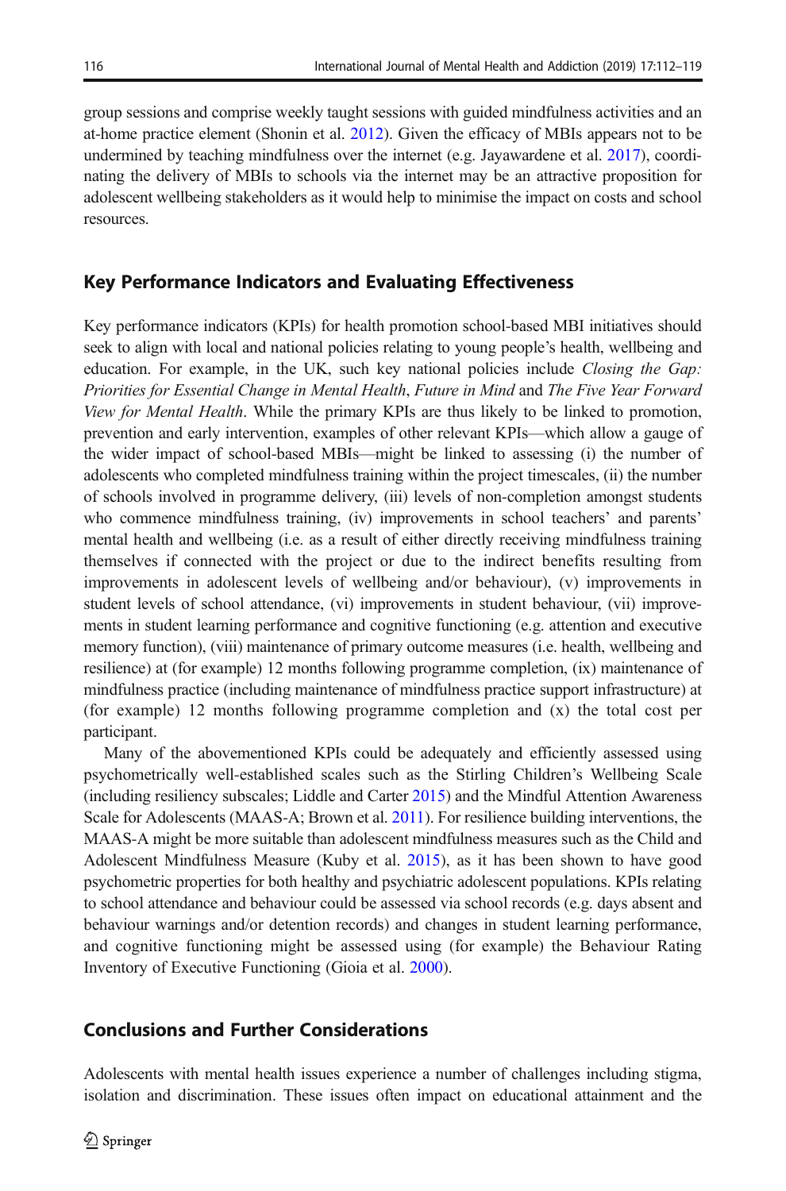group sessions and comprise weekly taught sessions with guided mindfulness activities and an at-home practice element (Shonin et al. 2012). Given the efficacy of MBIs appears not to be undermined by teaching mindfulness over the internet (e.g. Jayawardene et al. 2017), coordinating the delivery of MBIs to schools via the internet may be an attractive proposition for adolescent wellbeing stakeholders as it would help to minimise the impact on costs and school resources.

## Key Performance Indicators and Evaluating Effectiveness

Key performance indicators (KPIs) for health promotion school-based MBI initiatives should seek to align with local and national policies relating to young people's health, wellbeing and education. For example, in the UK, such key national policies include *Closing the Gap: Priorities for Essential Change in Mental Health*, *Future in Mind* and *The Five Year Forward View for Mental Health*. While the primary KPIs are thus likely to be linked to promotion, prevention and early intervention, examples of other relevant KPIs—which allow a gauge of the wider impact of school-based MBIs—might be linked to assessing (i) the number of adolescents who completed mindfulness training within the project timescales, (ii) the number of schools involved in programme delivery, (iii) levels of non-completion amongst students who commence mindfulness training, (iv) improvements in school teachers' and parents' mental health and wellbeing (i.e. as a result of either directly receiving mindfulness training themselves if connected with the project or due to the indirect benefits resulting from improvements in adolescent levels of wellbeing and/or behaviour), (v) improvements in student levels of school attendance, (vi) improvements in student behaviour, (vii) improvements in student learning performance and cognitive functioning (e.g. attention and executive memory function), (viii) maintenance of primary outcome measures (i.e. health, wellbeing and resilience) at (for example) 12 months following programme completion, (ix) maintenance of mindfulness practice (including maintenance of mindfulness practice support infrastructure) at (for example) 12 months following programme completion and (x) the total cost per participant.

Many of the abovementioned KPIs could be adequately and efficiently assessed using psychometrically well-established scales such as the Stirling Children's Wellbeing Scale (including resiliency subscales; Liddle and Carter 2015) and the Mindful Attention Awareness Scale for Adolescents (MAAS-A; Brown et al. 2011). For resilience building interventions, the MAAS-A might be more suitable than adolescent mindfulness measures such as the Child and Adolescent Mindfulness Measure (Kuby et al. 2015), as it has been shown to have good psychometric properties for both healthy and psychiatric adolescent populations. KPIs relating to school attendance and behaviour could be assessed via school records (e.g. days absent and behaviour warnings and/or detention records) and changes in student learning performance, and cognitive functioning might be assessed using (for example) the Behaviour Rating Inventory of Executive Functioning (Gioia et al. 2000).

## Conclusions and Further Considerations

Adolescents with mental health issues experience a number of challenges including stigma, isolation and discrimination. These issues often impact on educational attainment and the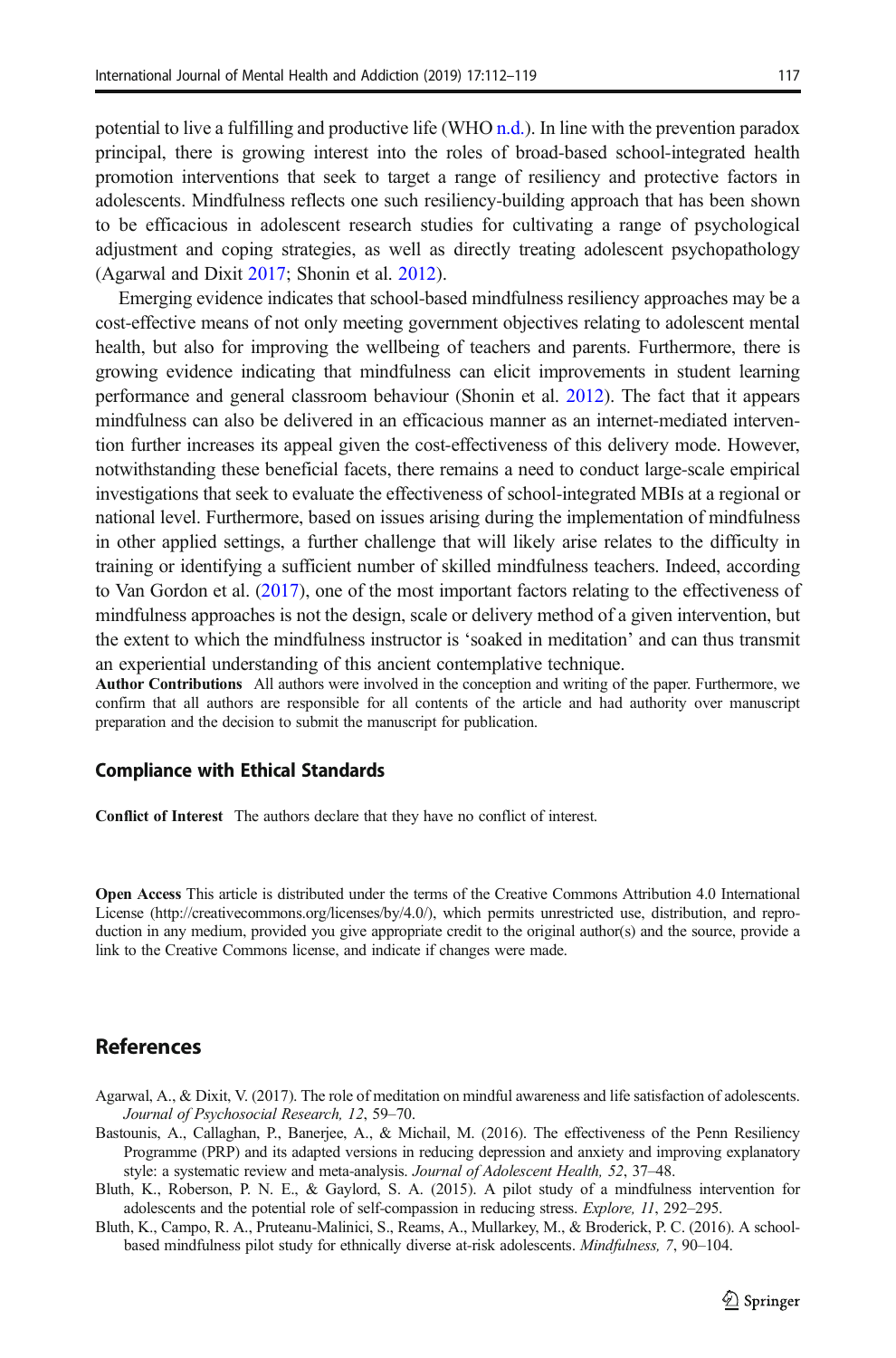potential to live a fulfilling and productive life (WHO n.d.). In line with the prevention paradox principal, there is growing interest into the roles of broad-based school-integrated health promotion interventions that seek to target a range of resiliency and protective factors in adolescents. Mindfulness reflects one such resiliency-building approach that has been shown to be efficacious in adolescent research studies for cultivating a range of psychological adjustment and coping strategies, as well as directly treating adolescent psychopathology (Agarwal and Dixit 2017; Shonin et al. 2012).

Emerging evidence indicates that school-based mindfulness resiliency approaches may be a cost-effective means of not only meeting government objectives relating to adolescent mental health, but also for improving the wellbeing of teachers and parents. Furthermore, there is growing evidence indicating that mindfulness can elicit improvements in student learning performance and general classroom behaviour (Shonin et al. 2012). The fact that it appears mindfulness can also be delivered in an efficacious manner as an internet-mediated intervention further increases its appeal given the cost-effectiveness of this delivery mode. However, notwithstanding these beneficial facets, there remains a need to conduct large-scale empirical investigations that seek to evaluate the effectiveness of school-integrated MBIs at a regional or national level. Furthermore, based on issues arising during the implementation of mindfulness in other applied settings, a further challenge that will likely arise relates to the difficulty in training or identifying a sufficient number of skilled mindfulness teachers. Indeed, according to Van Gordon et al. (2017), one of the most important factors relating to the effectiveness of mindfulness approaches is not the design, scale or delivery method of a given intervention, but the extent to which the mindfulness instructor is 'soaked in meditation' and can thus transmit an experiential understanding of this ancient contemplative technique.

**Author Contributions** All authors were involved in the conception and writing of the paper. Furthermore, we confirm that all authors are responsible for all contents of the article and had authority over manuscript preparation and the decision to submit the manuscript for publication.

## Compliance with Ethical Standards

**Conflict of Interest** The authors declare that they have no conflict of interest.

**Open Access** This article is distributed under the terms of the Creative Commons Attribution 4.0 International License (http://creativecommons.org/licenses/by/4.0/), which permits unrestricted use, distribution, and reproduction in any medium, provided you give appropriate credit to the original author(s) and the source, provide a link to the Creative Commons license, and indicate if changes were made.

## References

Agarwal, A., & Dixit, V. (2017). The role of meditation on mindful awareness and life satisfaction of adolescents. *Journal of Psychosocial Research, 12*, 59–70.

Bastounis, A., Callaghan, P., Banerjee, A., & Michail, M. (2016). The effectiveness of the Penn Resiliency Programme (PRP) and its adapted versions in reducing depression and anxiety and improving explanatory style: a systematic review and meta-analysis. *Journal of Adolescent Health, 52*, 37–48.

Bluth, K., Roberson, P. N. E., & Gaylord, S. A. (2015). A pilot study of a mindfulness intervention for adolescents and the potential role of self-compassion in reducing stress. *Explore, 11*, 292–295.

Bluth, K., Campo, R. A., Pruteanu-Malinici, S., Reams, A., Mullarkey, M., & Broderick, P. C. (2016). A school-based mindfulness pilot study for ethnically diverse at-risk adolescents. *Mindfulness, 7*, 90–104.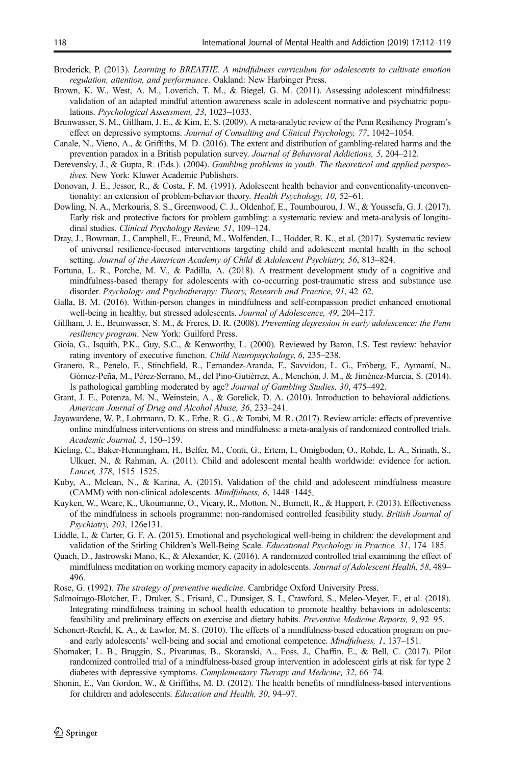Broderick, P. (2013). *Learning to BREATHE. A mindfulness curriculum for adolescents to cultivate emotion regulation, attention, and performance*. Oakland: New Harbinger Press.

Brown, K. W., West, A. M., Loverich, T. M., & Biegel, G. M. (2011). Assessing adolescent mindfulness: validation of an adapted mindful attention awareness scale in adolescent normative and psychiatric populations. *Psychological Assessment, 23*, 1023–1033.

Brunwasser, S. M., Gillham, J. E., & Kim, E. S. (2009). A meta-analytic review of the Penn Resiliency Program's effect on depressive symptoms. *Journal of Consulting and Clinical Psychology, 77*, 1042–1054.

Canale, N., Vieno, A., & Griffiths, M. D. (2016). The extent and distribution of gambling-related harms and the prevention paradox in a British population survey. *Journal of Behavioral Addictions, 5*, 204–212.

Derevensky, J., & Gupta, R. (Eds.). (2004). *Gambling problems in youth. The theoretical and applied perspectives*. New York: Kluwer Academic Publishers.

Donovan, J. E., Jessor, R., & Costa, F. M. (1991). Adolescent health behavior and conventionality-unconventionality: an extension of problem-behavior theory. *Health Psychology, 10*, 52–61.

Dowling, N. A., Merkouris, S. S., Greenwood, C. J., Oldenhof, E., Toumbourou, J. W., & Youssefa, G. J. (2017). Early risk and protective factors for problem gambling: a systematic review and meta-analysis of longitudinal studies. *Clinical Psychology Review, 51*, 109–124.

Dray, J., Bowman, J., Campbell, E., Freund, M., Wolfenden, L., Hodder, R. K., et al. (2017). Systematic review of universal resilience-focused interventions targeting child and adolescent mental health in the school setting. *Journal of the American Academy of Child & Adolescent Psychiatry, 56*, 813–824.

Fortuna, L. R., Porche, M. V., & Padilla, A. (2018). A treatment development study of a cognitive and mindfulness-based therapy for adolescents with co-occurring post-traumatic stress and substance use disorder. *Psychology and Psychotherapy: Theory, Research and Practice, 91*, 42–62.

Galla, B. M. (2016). Within-person changes in mindfulness and self-compassion predict enhanced emotional well-being in healthy, but stressed adolescents. *Journal of Adolescence, 49*, 204–217.

Gillham, J. E., Brunwasser, S. M., & Freres, D. R. (2008). *Preventing depression in early adolescence: the Penn resiliency program*. New York: Guilford Press.

Gioia, G., Isquith, P.K., Guy, S.C., & Kenworthy, L. (2000). Reviewed by Baron, I.S. Test review: behavior rating inventory of executive function. *Child Neuropsychology*, *6*, 235–238.

Granero, R., Penelo, E., Stinchfield, R., Fernandez-Aranda, F., Savvidou, L. G., Fröberg, F., Aymamí, N., Gómez-Peña, M., Pérez-Serrano, M., del Pino-Gutiérrez, A., Menchón, J. M., & Jiménez-Murcia, S. (2014). Is pathological gambling moderated by age? *Journal of Gambling Studies, 30*, 475–492.

Grant, J. E., Potenza, M. N., Weinstein, A., & Gorelick, D. A. (2010). Introduction to behavioral addictions. *American Journal of Drug and Alcohol Abuse, 36*, 233–241.

Jayawardene, W. P., Lohrmann, D. K., Erbe, R. G., & Torabi, M. R. (2017). Review article: effects of preventive online mindfulness interventions on stress and mindfulness: a meta-analysis of randomized controlled trials. *Academic Journal, 5*, 150–159.

Kieling, C., Baker-Henningham, H., Belfer, M., Conti, G., Ertem, I., Omigbodun, O., Rohde, L. A., Srinath, S., Ulkuer, N., & Rahman, A. (2011). Child and adolescent mental health worldwide: evidence for action. *Lancet, 378*, 1515–1525.

Kuby, A., Mclean, N., & Karina, A. (2015). Validation of the child and adolescent mindfulness measure (CAMM) with non-clinical adolescents. *Mindfulness, 6*, 1448–1445.

Kuyken, W., Weare, K., Ukoumunne, O., Vicary, R., Motton, N., Burnett, R., & Huppert, F. (2013). Effectiveness of the mindfulness in schools programme: non-randomised controlled feasibility study. *British Journal of Psychiatry, 203*, 126e131.

Liddle, I., & Carter, G. F. A. (2015). Emotional and psychological well-being in children: the development and validation of the Stirling Children's Well-Being Scale. *Educational Psychology in Practice, 31*, 174–185.

Quach, D., Jastrowski Mano, K., & Alexander, K. (2016). A randomized controlled trial examining the effect of mindfulness meditation on working memory capacity in adolescents. *Journal of Adolescent Health, 58*, 489–496.

Rose, G. (1992). *The strategy of preventive medicine*. Cambridge Oxford University Press.

Salmoirago-Blotcher, E., Druker, S., Frisard, C., Dunsiger, S. I., Crawford, S., Meleo-Meyer, F., et al. (2018). Integrating mindfulness training in school health education to promote healthy behaviors in adolescents: feasibility and preliminary effects on exercise and dietary habits. *Preventive Medicine Reports, 9*, 92–95.

Schonert-Reichl, K. A., & Lawlor, M. S. (2010). The effects of a mindfulness-based education program on pre- and early adolescents' well-being and social and emotional competence. *Mindfulness, 1*, 137–151.

Shomaker, L. B., Bruggin, S., Pivarunas, B., Skoranski, A., Foss, J., Chaffin, E., & Bell, C. (2017). Pilot randomized controlled trial of a mindfulness-based group intervention in adolescent girls at risk for type 2 diabetes with depressive symptoms. *Complementary Therapy and Medicine, 32*, 66–74.

Shonin, E., Van Gordon, W., & Griffiths, M. D. (2012). The health benefits of mindfulness-based interventions for children and adolescents. *Education and Health, 30*, 94–97.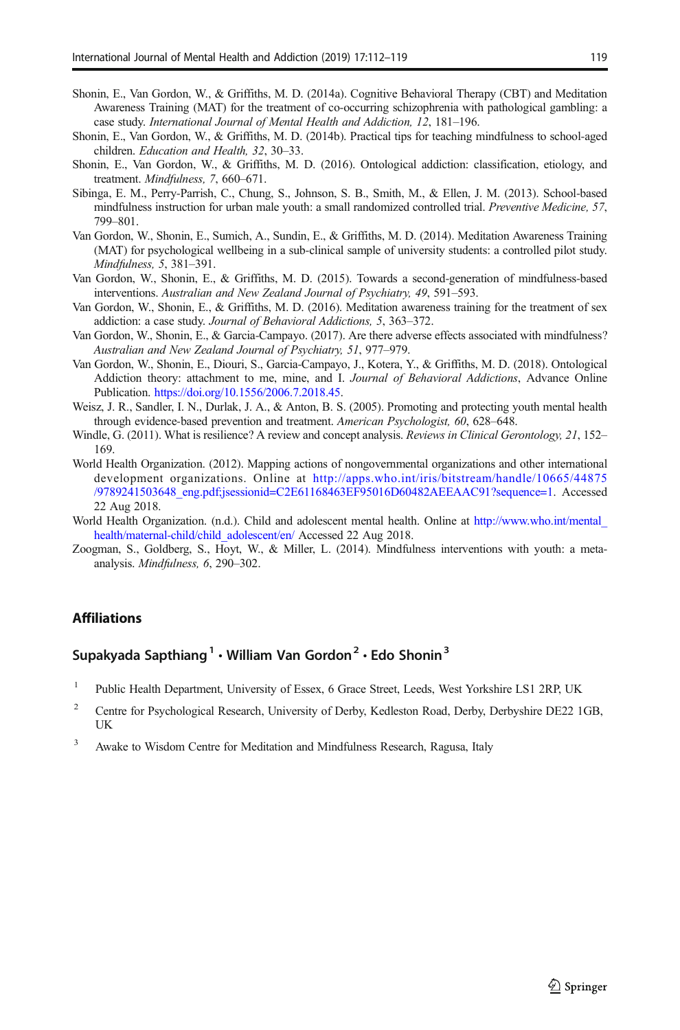Shonin, E., Van Gordon, W., & Griffiths, M. D. (2014a). Cognitive Behavioral Therapy (CBT) and Meditation Awareness Training (MAT) for the treatment of co-occurring schizophrenia with pathological gambling: a case study. *International Journal of Mental Health and Addiction, 12*, 181–196.

Shonin, E., Van Gordon, W., & Griffiths, M. D. (2014b). Practical tips for teaching mindfulness to school-aged children. *Education and Health, 32*, 30–33.

Shonin, E., Van Gordon, W., & Griffiths, M. D. (2016). Ontological addiction: classification, etiology, and treatment. *Mindfulness, 7*, 660–671.

Sibinga, E. M., Perry-Parrish, C., Chung, S., Johnson, S. B., Smith, M., & Ellen, J. M. (2013). School-based mindfulness instruction for urban male youth: a small randomized controlled trial. *Preventive Medicine, 57*, 799–801.

Van Gordon, W., Shonin, E., Sumich, A., Sundin, E., & Griffiths, M. D. (2014). Meditation Awareness Training (MAT) for psychological wellbeing in a sub-clinical sample of university students: a controlled pilot study. *Mindfulness, 5*, 381–391.

Van Gordon, W., Shonin, E., & Griffiths, M. D. (2015). Towards a second-generation of mindfulness-based interventions. *Australian and New Zealand Journal of Psychiatry, 49*, 591–593.

Van Gordon, W., Shonin, E., & Griffiths, M. D. (2016). Meditation awareness training for the treatment of sex addiction: a case study. *Journal of Behavioral Addictions, 5*, 363–372.

Van Gordon, W., Shonin, E., & Garcia-Campayo. (2017). Are there adverse effects associated with mindfulness? *Australian and New Zealand Journal of Psychiatry, 51*, 977–979.

Van Gordon, W., Shonin, E., Diouri, S., Garcia-Campayo, J., Kotera, Y., & Griffiths, M. D. (2018). Ontological Addiction theory: attachment to me, mine, and I. *Journal of Behavioral Addictions*, Advance Online Publication. https://doi.org/10.1556/2006.7.2018.45.

Weisz, J. R., Sandler, I. N., Durlak, J. A., & Anton, B. S. (2005). Promoting and protecting youth mental health through evidence-based prevention and treatment. *American Psychologist, 60*, 628–648.

Windle, G. (2011). What is resilience? A review and concept analysis. *Reviews in Clinical Gerontology, 21*, 152–169.

World Health Organization. (2012). Mapping actions of nongovernmental organizations and other international development organizations. Online at http://apps.who.int/iris/bitstream/handle/10665/44875/9789241503648_eng.pdf;jsessionid=C2E61168463EF95016D60482AEEAAC91?sequence=1. Accessed 22 Aug 2018.

World Health Organization. (n.d.). Child and adolescent mental health. Online at http://www.who.int/mental_health/maternal-child/child_adolescent/en/ Accessed 22 Aug 2018.

Zoogman, S., Goldberg, S., Hoyt, W., & Miller, L. (2014). Mindfulness interventions with youth: a meta-analysis. *Mindfulness, 6*, 290–302.

## Affiliations

### Supakyada Sapthiang [1] · William Van Gordon [2] · Edo Shonin [3]

[1] Public Health Department, University of Essex, 6 Grace Street, Leeds, West Yorkshire LS1 2RP, UK

[2] Centre for Psychological Research, University of Derby, Kedleston Road, Derby, Derbyshire DE22 1GB, UK

[3] Awake to Wisdom Centre for Meditation and Mindfulness Research, Ragusa, Italy